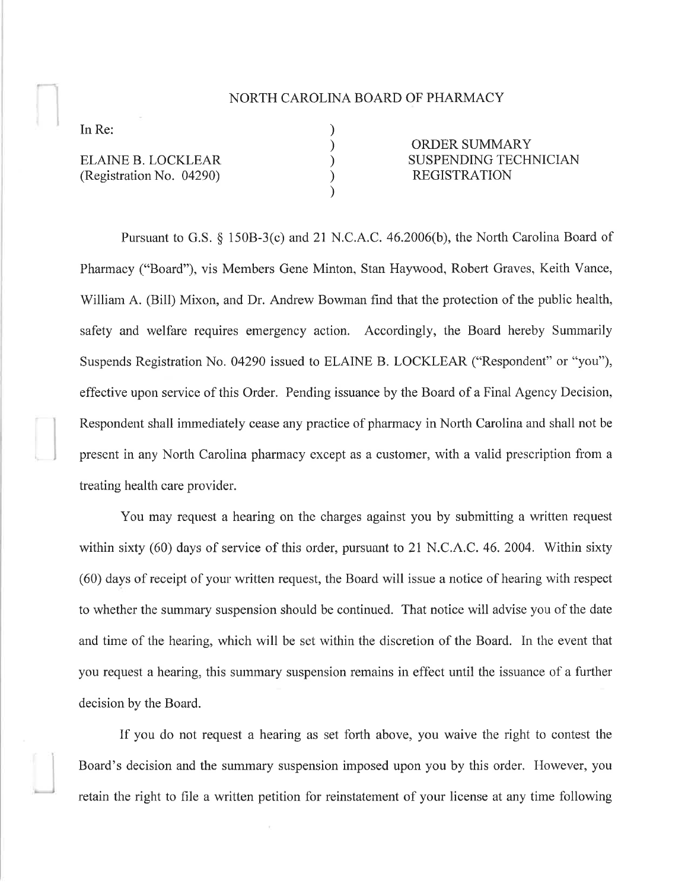# NORTH CAROLINA BOARD OF PHARMACY

| | |
|---|---|
| In Re:<br><br>ELAINE B. LOCKLEAR<br>(Registration No. 04290) | ORDER SUMMARY<br>SUSPENDING TECHNICIAN<br>REGISTRATION |

Pursuant to G.S. § 150B-3(c) and 21 N.C.A.C. 46.2006(b), the North Carolina Board of Pharmacy ("Board"), vis Members Gene Minton, Stan Haywood, Robert Graves, Keith Vance, William A. (Bill) Mixon, and Dr. Andrew Bowman find that the protection of the public health, safety and welfare requires emergency action. Accordingly, the Board hereby Summarily Suspends Registration No. 04290 issued to ELAINE B. LOCKLEAR ("Respondent" or "you"), effective upon service of this Order. Pending issuance by the Board of a Final Agency Decision, Respondent shall immediately cease any practice of pharmacy in North Carolina and shall not be present in any North Carolina pharmacy except as a customer, with a valid prescription from a treating health care provider.

You may request a hearing on the charges against you by submitting a written request within sixty (60) days of service of this order, pursuant to 21 N.C.A.C. 46. 2004. Within sixty (60) days of receipt of your written request, the Board will issue a notice of hearing with respect to whether the summary suspension should be continued. That notice will advise you of the date and time of the hearing, which will be set within the discretion of the Board. In the event that you request a hearing, this summary suspension remains in effect until the issuance of a further decision by the Board.

If you do not request a hearing as set forth above, you waive the right to contest the Board's decision and the summary suspension imposed upon you by this order. However, you retain the right to file a written petition for reinstatement of your license at any time following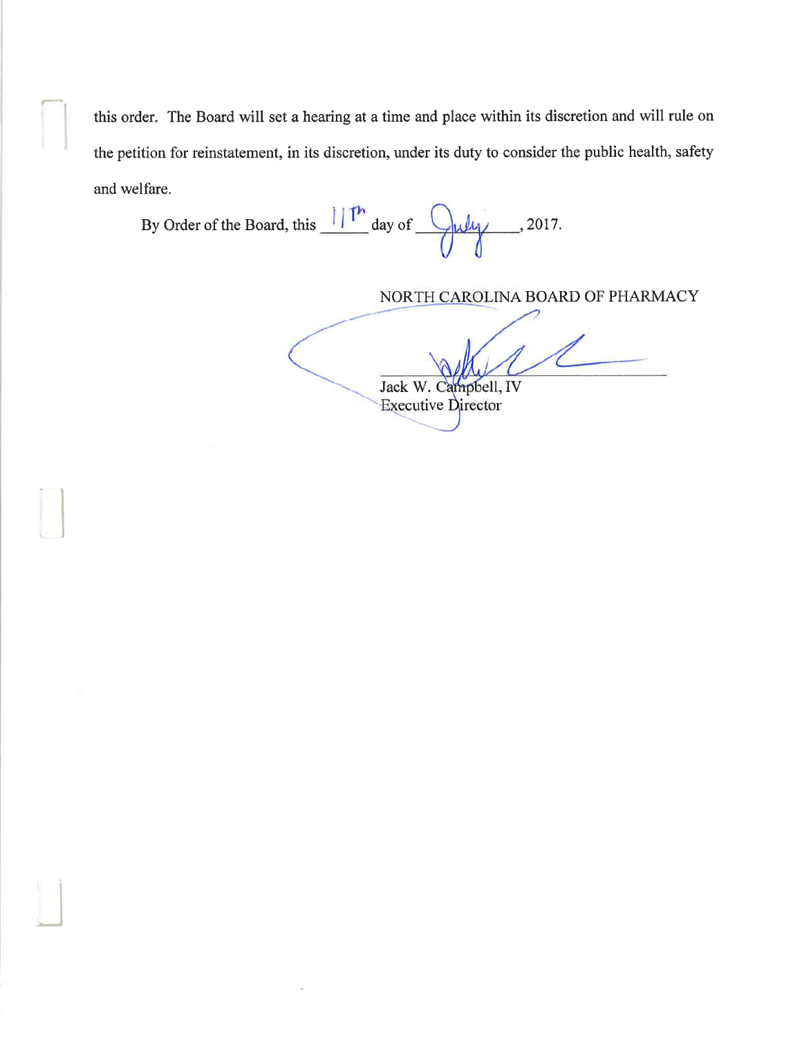this order. The Board will set a hearing at a time and place within its discretion and will rule on the petition for reinstatement, in its discretion, under its duty to consider the public health, safety and welfare.

By Order of the Board, this 11th day of July, 2017.

NORTH CAROLINA BOARD OF PHARMACY

Jack W. Campbell, IV
Executive Director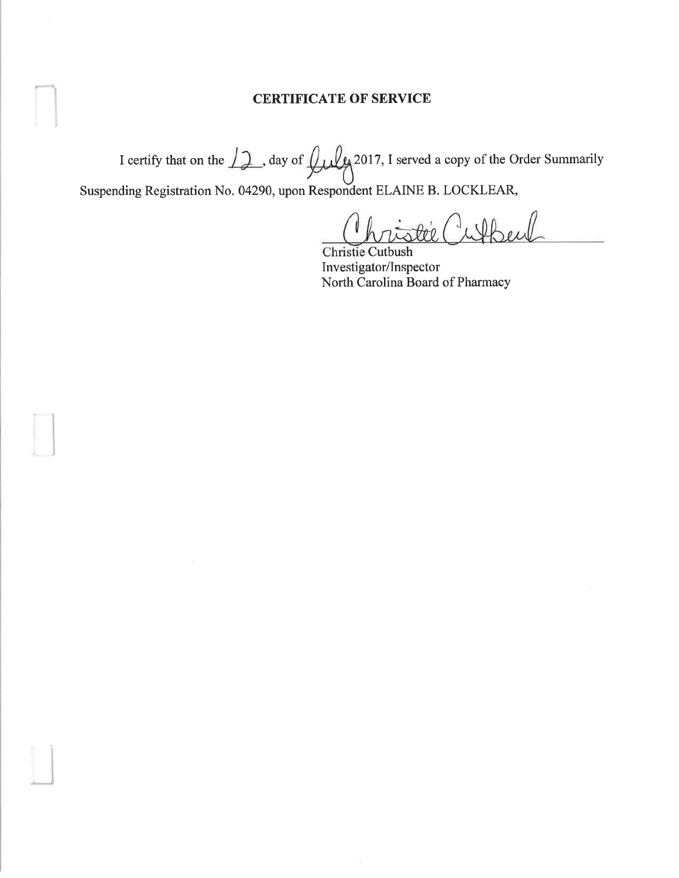## CERTIFICATE OF SERVICE

I certify that on the 12, day of July 2017, I served a copy of the Order Summarily Suspending Registration No. 04290, upon Respondent ELAINE B. LOCKLEAR,

Christie Cutbush

Christie Cutbush
Investigator/Inspector
North Carolina Board of Pharmacy